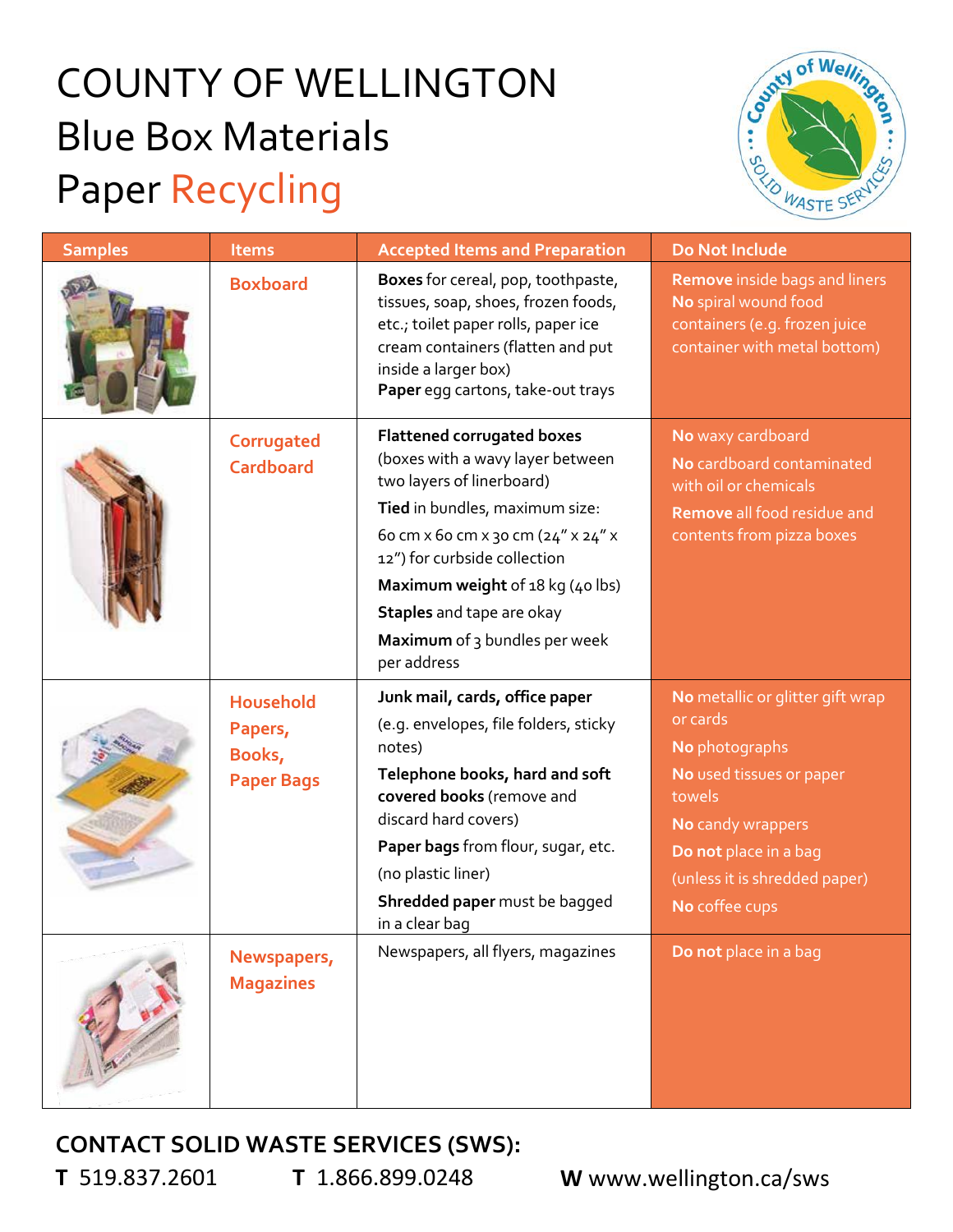# COUNTY OF WELLINGTON

## Blue Box Materials

## Paper Recycling

| Samples | Items | Accepted Items and Preparation | Do Not Include |
| --- | --- | --- | --- |
| | Boxboard | **Boxes** for cereal, pop, toothpaste, tissues, soap, shoes, frozen foods, etc.; toilet paper rolls, paper ice cream containers (flatten and put inside a larger box)<br>**Paper** egg cartons, take-out trays | **Remove** inside bags and liners<br>**No** spiral wound food containers (e.g. frozen juice container with metal bottom) |
| | Corrugated Cardboard | **Flattened corrugated boxes** (boxes with a wavy layer between two layers of linerboard)<br>**Tied** in bundles, maximum size: 60 cm x 60 cm x 30 cm (24" x 24" x 12") for curbside collection<br>**Maximum weight** of 18 kg (40 lbs)<br>**Staples** and tape are okay<br>**Maximum** of 3 bundles per week per address | **No** waxy cardboard<br>**No** cardboard contaminated with oil or chemicals<br>**Remove** all food residue and contents from pizza boxes |
| | Household Papers, Books, Paper Bags | **Junk mail, cards, office paper** (e.g. envelopes, file folders, sticky notes)<br>**Telephone books, hard and soft covered books** (remove and discard hard covers)<br>**Paper bags** from flour, sugar, etc. (no plastic liner)<br>**Shredded paper** must be bagged in a clear bag | **No** metallic or glitter gift wrap or cards<br>**No** photographs<br>**No** used tissues or paper towels<br>**No** candy wrappers<br>**Do not** place in a bag (unless it is shredded paper)<br>**No** coffee cups |
| | Newspapers, Magazines | Newspapers, all flyers, magazines | **Do not** place in a bag |

**CONTACT SOLID WASTE SERVICES (SWS):**

**T** 519.837.2601  **T** 1.866.899.0248  **W** www.wellington.ca/sws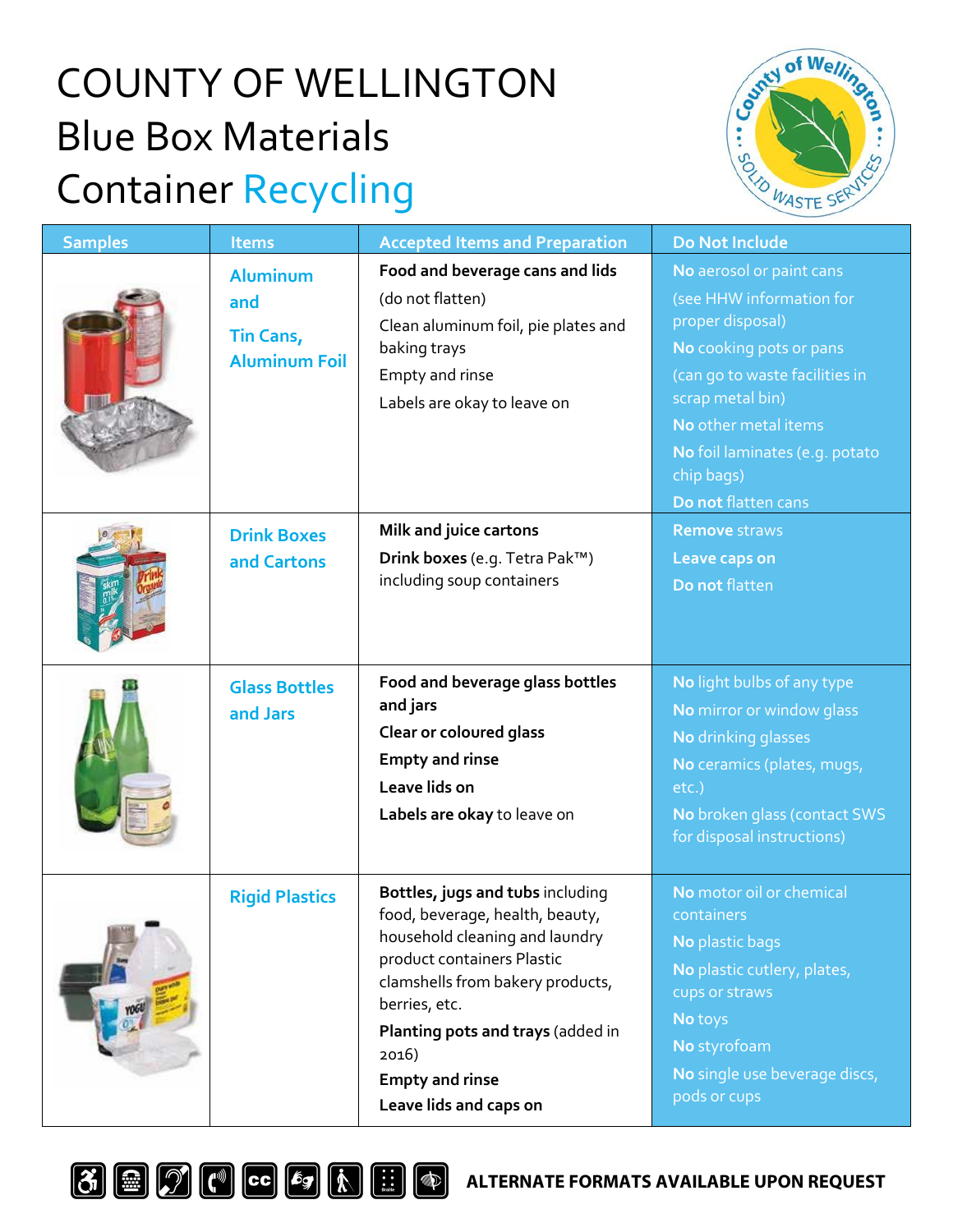# COUNTY OF WELLINGTON
## Blue Box Materials
## Container Recycling

| Samples | Items | Accepted Items and Preparation | Do Not Include |
|---|---|---|---|
| | Aluminum and Tin Cans, Aluminum Foil | **Food and beverage cans and lids** (do not flatten)<br>Clean aluminum foil, pie plates and baking trays<br>Empty and rinse<br>Labels are okay to leave on | **No** aerosol or paint cans (see HHW information for proper disposal)<br>**No** cooking pots or pans (can go to waste facilities in scrap metal bin)<br>**No** other metal items<br>**No** foil laminates (e.g. potato chip bags)<br>**Do not** flatten cans |
| | Drink Boxes and Cartons | **Milk and juice cartons**<br>**Drink boxes** (e.g. Tetra Pak™) including soup containers | **Remove straws**<br>**Leave caps on**<br>**Do not** flatten |
| | Glass Bottles and Jars | **Food and beverage glass bottles and jars**<br>**Clear or coloured glass**<br>**Empty and rinse**<br>**Leave lids on**<br>**Labels are okay** to leave on | **No** light bulbs of any type<br>**No** mirror or window glass<br>**No** drinking glasses<br>**No** ceramics (plates, mugs, etc.)<br>**No** broken glass (contact SWS for disposal instructions) |
| | Rigid Plastics | **Bottles, jugs and tubs** including food, beverage, health, beauty, household cleaning and laundry product containers Plastic clamshells from bakery products, berries, etc.<br>**Planting pots and trays** (added in 2016)<br>**Empty and rinse**<br>**Leave lids and caps on** | **No** motor oil or chemical containers<br>**No** plastic bags<br>**No** plastic cutlery, plates, cups or straws<br>**No** toys<br>**No** styrofoam<br>**No** single use beverage discs, pods or cups |

**ALTERNATE FORMATS AVAILABLE UPON REQUEST**